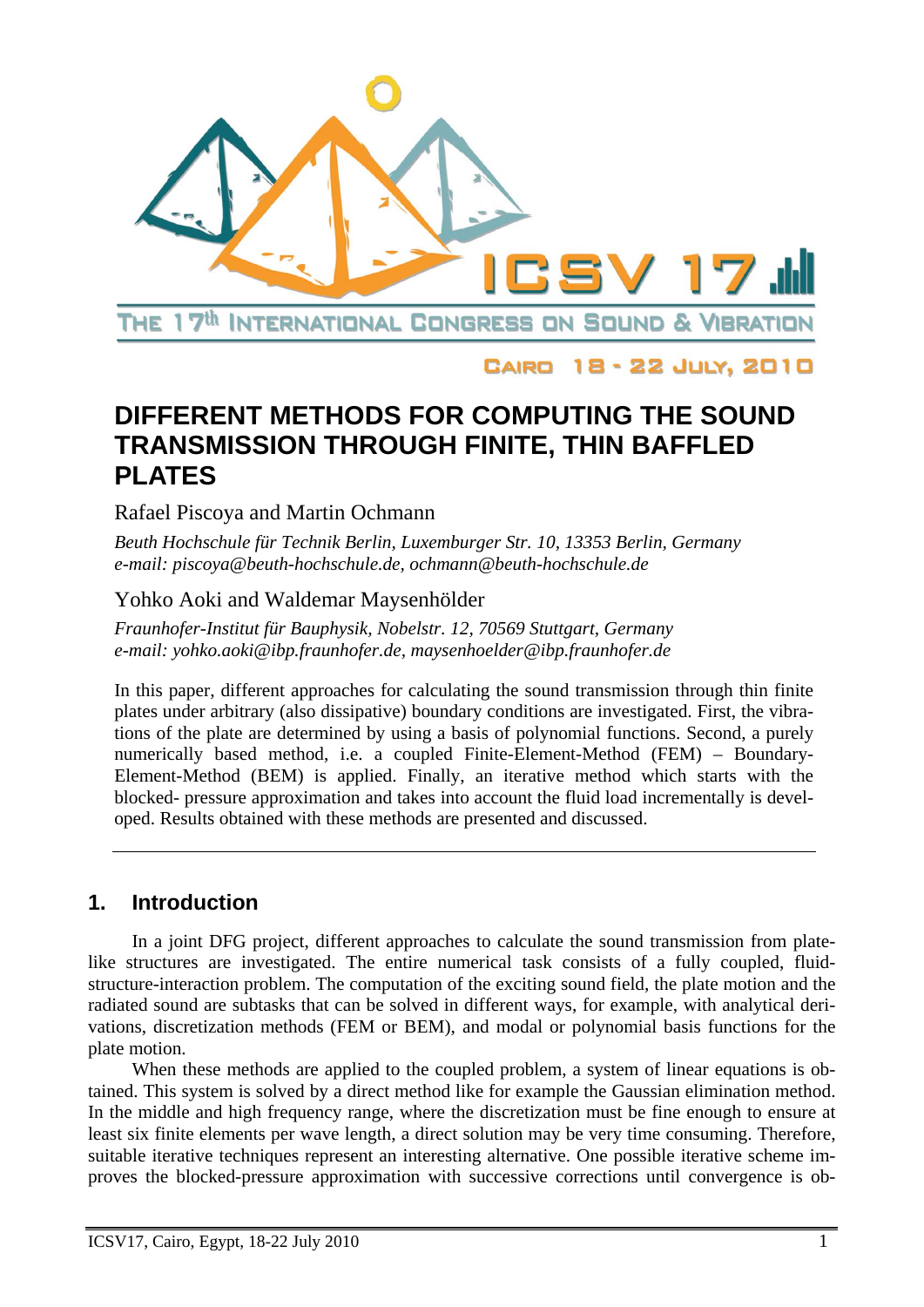# DIFFERENT METHODS FOR COMPUTING THE SOUND TRANSMISSION THROUGH FINITE, THIN BAFFLED PLATES

Rafael Piscoya and Martin Ochmann

*Beuth Hochschule für Technik Berlin, Luxemburger Str. 10, 13353 Berlin, Germany*
*e-mail: piscoya@beuth-hochschule.de, ochmann@beuth-hochschule.de*

Yohko Aoki and Waldemar Maysenhölder

*Fraunhofer-Institut für Bauphysik, Nobelstr. 12, 70569 Stuttgart, Germany*
*e-mail: yohko.aoki@ibp.fraunhofer.de, maysenhoelder@ibp.fraunhofer.de*

In this paper, different approaches for calculating the sound transmission through thin finite plates under arbitrary (also dissipative) boundary conditions are investigated. First, the vibrations of the plate are determined by using a basis of polynomial functions. Second, a purely numerically based method, i.e. a coupled Finite-Element-Method (FEM) – Boundary-Element-Method (BEM) is applied. Finally, an iterative method which starts with the blocked- pressure approximation and takes into account the fluid load incrementally is developed. Results obtained with these methods are presented and discussed.

## 1. Introduction

In a joint DFG project, different approaches to calculate the sound transmission from plate-like structures are investigated. The entire numerical task consists of a fully coupled, fluid-structure-interaction problem. The computation of the exciting sound field, the plate motion and the radiated sound are subtasks that can be solved in different ways, for example, with analytical derivations, discretization methods (FEM or BEM), and modal or polynomial basis functions for the plate motion.

When these methods are applied to the coupled problem, a system of linear equations is obtained. This system is solved by a direct method like for example the Gaussian elimination method. In the middle and high frequency range, where the discretization must be fine enough to ensure at least six finite elements per wave length, a direct solution may be very time consuming. Therefore, suitable iterative techniques represent an interesting alternative. One possible iterative scheme improves the blocked-pressure approximation with successive corrections until convergence is ob-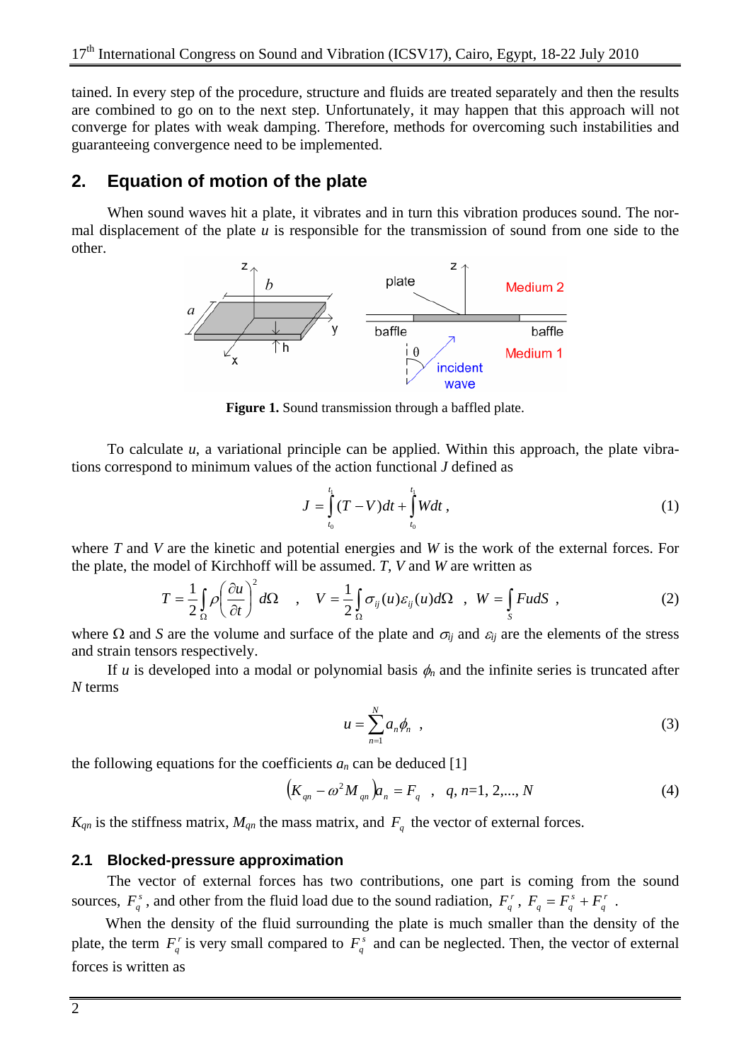tained. In every step of the procedure, structure and fluids are treated separately and then the results are combined to go on to the next step. Unfortunately, it may happen that this approach will not converge for plates with weak damping. Therefore, methods for overcoming such instabilities and guaranteeing convergence need to be implemented.

## 2. Equation of motion of the plate

When sound waves hit a plate, it vibrates and in turn this vibration produces sound. The normal displacement of the plate $u$ is responsible for the transmission of sound from one side to the other.

z
b
a
y
x
h
z
plate
Medium 2
baffle
baffle
θ
Medium 1
incident
wave

**Figure 1.** Sound transmission through a baffled plate.

To calculate $u$, a variational principle can be applied. Within this approach, the plate vibrations correspond to minimum values of the action functional $J$ defined as

$$J = \int_{t_0}^{t_1} (T - V)dt + \int_{t_0}^{t_1} W dt \,, \tag{1}$$

where $T$ and $V$ are the kinetic and potential energies and $W$ is the work of the external forces. For the plate, the model of Kirchhoff will be assumed. $T$, $V$ and $W$ are written as

$$T = \frac{1}{2}\int_{\Omega} \rho \left(\frac{\partial u}{\partial t}\right)^2 d\Omega \quad , \quad V = \frac{1}{2}\int_{\Omega} \sigma_{ij}(u)\varepsilon_{ij}(u) d\Omega \quad , \quad W = \int_{S} F u dS \;, \tag{2}$$

where $\Omega$ and $S$ are the volume and surface of the plate and $\sigma_{ij}$ and $\varepsilon_{ij}$ are the elements of the stress and strain tensors respectively.

If $u$ is developed into a modal or polynomial basis $\phi_n$ and the infinite series is truncated after $N$ terms

$$u = \sum_{n=1}^{N} a_n \phi_n \;\;, \tag{3}$$

the following equations for the coefficients $a_n$ can be deduced [1]

$$\left(K_{qn} - \omega^2 M_{qn}\right) a_n = F_q \quad , \quad q, n=1, 2,..., N \tag{4}$$

$K_{qn}$ is the stiffness matrix, $M_{qn}$ the mass matrix, and $F_q$ the vector of external forces.

### 2.1 Blocked-pressure approximation

The vector of external forces has two contributions, one part is coming from the sound sources, $F_q^s$, and other from the fluid load due to the sound radiation, $F_q^r$, $F_q = F_q^s + F_q^r$.

When the density of the fluid surrounding the plate is much smaller than the density of the plate, the term $F_q^r$ is very small compared to $F_q^s$ and can be neglected. Then, the vector of external forces is written as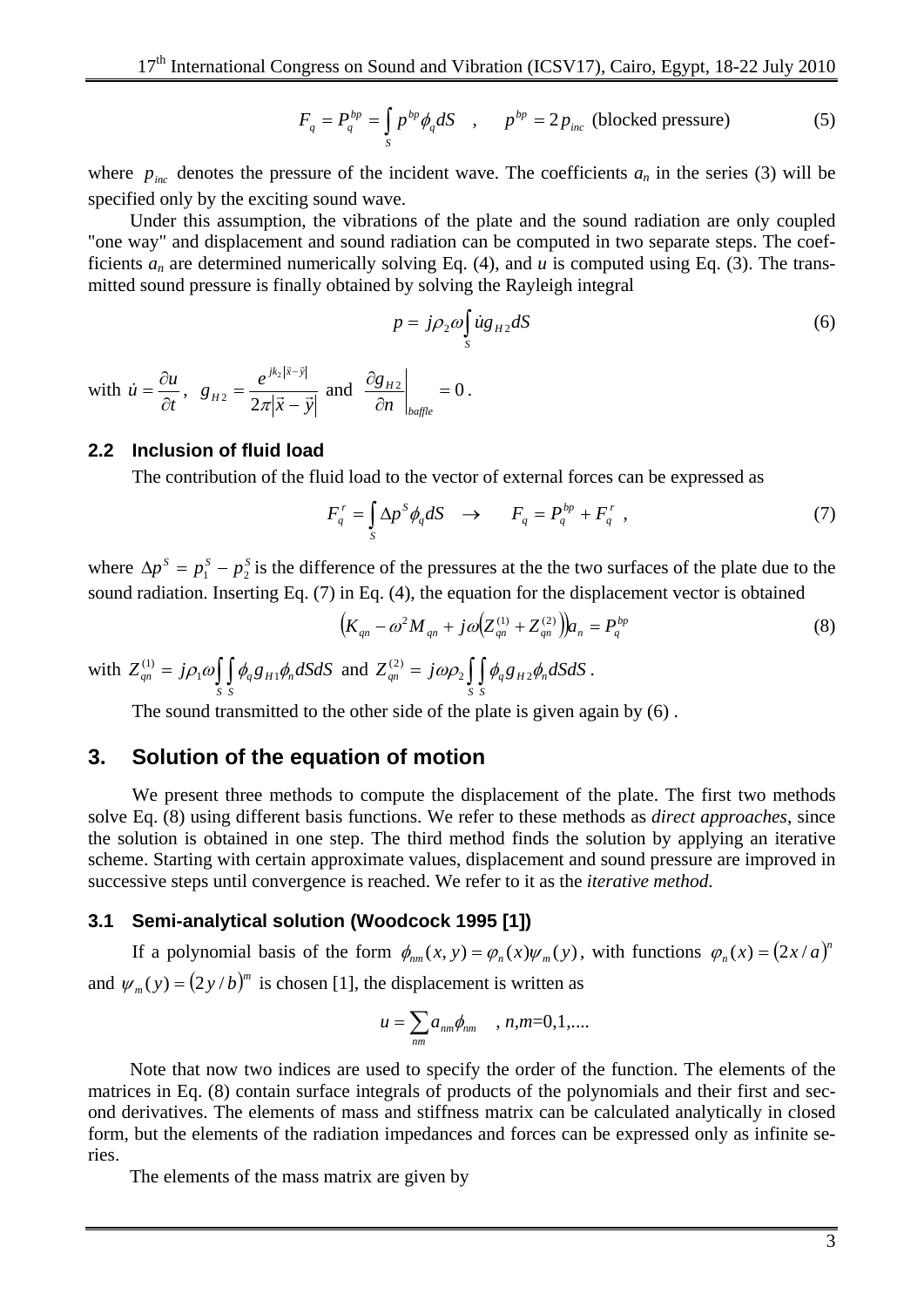$$F_q = P_q^{bp} = \int_S p^{bp} \phi_q dS \quad , \qquad p^{bp} = 2p_{inc} \text{ (blocked pressure)} \tag{5}$$

where $p_{inc}$ denotes the pressure of the incident wave. The coefficients $a_n$ in the series (3) will be specified only by the exciting sound wave.

Under this assumption, the vibrations of the plate and the sound radiation are only coupled "one way" and displacement and sound radiation can be computed in two separate steps. The coefficients $a_n$ are determined numerically solving Eq. (4), and $u$ is computed using Eq. (3). The transmitted sound pressure is finally obtained by solving the Rayleigh integral

$$p = j\rho_2 \omega \int_S \dot{u} g_{H2} dS \tag{6}$$

with $\dot{u} = \dfrac{\partial u}{\partial t}$, $g_{H2} = \dfrac{e^{jk_2|\vec{x}-\vec{y}|}}{2\pi|\vec{x}-\vec{y}|}$ and $\left.\dfrac{\partial g_{H2}}{\partial n}\right|_{baffle} = 0$.

## 2.2 Inclusion of fluid load

The contribution of the fluid load to the vector of external forces can be expressed as

$$F_q^r = \int_S \Delta p^S \phi_q dS \quad \rightarrow \qquad F_q = P_q^{bp} + F_q^r \ , \tag{7}$$

where $\Delta p^S = p_1^S - p_2^S$ is the difference of the pressures at the the two surfaces of the plate due to the sound radiation. Inserting Eq. (7) in Eq. (4), the equation for the displacement vector is obtained

$$\left(K_{qn} - \omega^2 M_{qn} + j\omega\left(Z_{qn}^{(1)} + Z_{qn}^{(2)}\right)\right)a_n = P_q^{bp} \tag{8}$$

with $Z_{qn}^{(1)} = j\rho_1 \omega \int_S \int_S \phi_q g_{H1} \phi_n dS dS$ and $Z_{qn}^{(2)} = j\omega\rho_2 \int_S \int_S \phi_q g_{H2} \phi_n dS dS$.

The sound transmitted to the other side of the plate is given again by (6) .

# 3. Solution of the equation of motion

We present three methods to compute the displacement of the plate. The first two methods solve Eq. (8) using different basis functions. We refer to these methods as *direct approaches*, since the solution is obtained in one step. The third method finds the solution by applying an iterative scheme. Starting with certain approximate values, displacement and sound pressure are improved in successive steps until convergence is reached. We refer to it as the *iterative method.*

## 3.1 Semi-analytical solution (Woodcock 1995 [1])

If a polynomial basis of the form $\phi_{nm}(x, y) = \varphi_n(x)\psi_m(y)$, with functions $\varphi_n(x) = (2x/a)^n$ and $\psi_m(y) = (2y/b)^m$ is chosen [1], the displacement is written as

$$u = \sum_{nm} a_{nm}\phi_{nm} \quad , n,m\text{=0,1,....}$$

Note that now two indices are used to specify the order of the function. The elements of the matrices in Eq. (8) contain surface integrals of products of the polynomials and their first and second derivatives. The elements of mass and stiffness matrix can be calculated analytically in closed form, but the elements of the radiation impedances and forces can be expressed only as infinite series.

The elements of the mass matrix are given by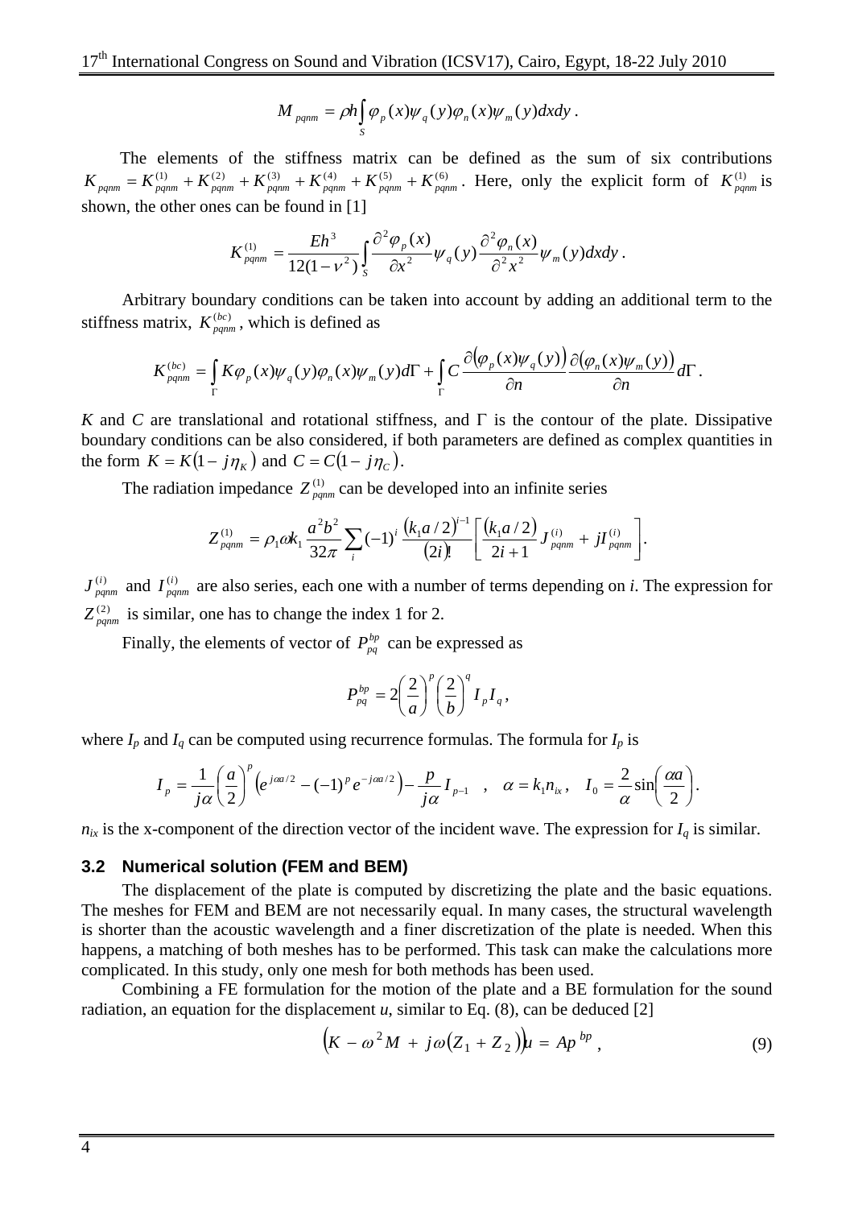$$M_{pqnm} = \rho h \int_S \varphi_p(x)\psi_q(y)\varphi_n(x)\psi_m(y)dxdy .$$

The elements of the stiffness matrix can be defined as the sum of six contributions $K_{pqnm} = K^{(1)}_{pqnm} + K^{(2)}_{pqnm} + K^{(3)}_{pqnm} + K^{(4)}_{pqnm} + K^{(5)}_{pqnm} + K^{(6)}_{pqnm}$. Here, only the explicit form of $K^{(1)}_{pqnm}$ is shown, the other ones can be found in [1]

$$K^{(1)}_{pqnm} = \frac{Eh^3}{12(1-\nu^2)} \int_S \frac{\partial^2 \varphi_p(x)}{\partial x^2}\psi_q(y)\frac{\partial^2 \varphi_n(x)}{\partial^2 x^2}\psi_m(y)dxdy .$$

Arbitrary boundary conditions can be taken into account by adding an additional term to the stiffness matrix, $K^{(bc)}_{pqnm}$, which is defined as

$$K^{(bc)}_{pqnm} = \int_\Gamma K\varphi_p(x)\psi_q(y)\varphi_n(x)\psi_m(y)d\Gamma + \int_\Gamma C\frac{\partial\left(\varphi_p(x)\psi_q(y)\right)}{\partial n}\frac{\partial\left(\varphi_n(x)\psi_m(y)\right)}{\partial n}d\Gamma .$$

*K* and *C* are translational and rotational stiffness, and $\Gamma$ is the contour of the plate. Dissipative boundary conditions can be also considered, if both parameters are defined as complex quantities in the form $K = K(1 - j\eta_K)$ and $C = C(1 - j\eta_C)$.

The radiation impedance $Z^{(1)}_{pqnm}$ can be developed into an infinite series

$$Z^{(1)}_{pqnm} = \rho_1\omega k_1 \frac{a^2b^2}{32\pi}\sum_i (-1)^i \frac{(k_1a/2)^{i-1}}{(2i)!}\left[\frac{(k_1a/2)}{2i+1}J^{(i)}_{pqnm} + jI^{(i)}_{pqnm}\right].$$

$J^{(i)}_{pqnm}$ and $I^{(i)}_{pqnm}$ are also series, each one with a number of terms depending on *i*. The expression for $Z^{(2)}_{pqnm}$ is similar, one has to change the index 1 for 2.

Finally, the elements of vector of $P^{bp}_{pq}$ can be expressed as

$$P^{bp}_{pq} = 2\left(\frac{2}{a}\right)^p\left(\frac{2}{b}\right)^q I_pI_q ,$$

where $I_p$ and $I_q$ can be computed using recurrence formulas. The formula for $I_p$ is

$$I_p = \frac{1}{j\alpha}\left(\frac{a}{2}\right)^p\left(e^{j\alpha a/2} - (-1)^p e^{-j\alpha a/2}\right) - \frac{p}{j\alpha}I_{p-1} \quad , \quad \alpha = k_1 n_{ix}, \quad I_0 = \frac{2}{\alpha}\sin\left(\frac{\alpha a}{2}\right).$$

$n_{ix}$ is the x-component of the direction vector of the incident wave. The expression for $I_q$ is similar.

### 3.2 Numerical solution (FEM and BEM)

The displacement of the plate is computed by discretizing the plate and the basic equations. The meshes for FEM and BEM are not necessarily equal. In many cases, the structural wavelength is shorter than the acoustic wavelength and a finer discretization of the plate is needed. When this happens, a matching of both meshes has to be performed. This task can make the calculations more complicated. In this study, only one mesh for both methods has been used.

Combining a FE formulation for the motion of the plate and a BE formulation for the sound radiation, an equation for the displacement *u*, similar to Eq. (8), can be deduced [2]

$$\left(K - \omega^2 M + j\omega(Z_1 + Z_2)\right)u = Ap^{bp} , \tag{9}$$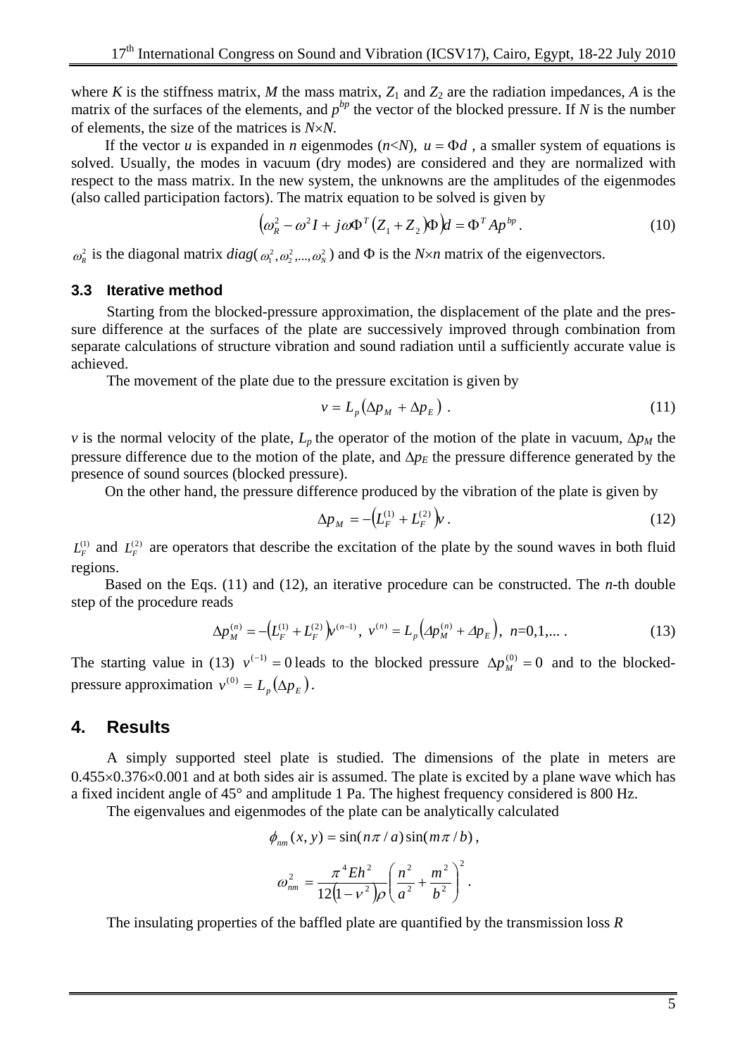where $K$ is the stiffness matrix, $M$ the mass matrix, $Z_1$ and $Z_2$ are the radiation impedances, $A$ is the matrix of the surfaces of the elements, and $p^{bp}$ the vector of the blocked pressure. If $N$ is the number of elements, the size of the matrices is $N\times N$.

If the vector $u$ is expanded in $n$ eigenmodes ($n<N$), $u = \Phi d$ , a smaller system of equations is solved. Usually, the modes in vacuum (dry modes) are considered and they are normalized with respect to the mass matrix. In the new system, the unknowns are the amplitudes of the eigenmodes (also called participation factors). The matrix equation to be solved is given by

$$\left(\omega_R^2 - \omega^2 I + j\omega\Phi^T\left(Z_1 + Z_2\right)\Phi\right)d = \Phi^T A p^{bp}. \tag{10}$$

$\omega_R^2$ is the diagonal matrix $diag(\omega_1^2, \omega_2^2,..., \omega_N^2)$ and $\Phi$ is the $N\times n$ matrix of the eigenvectors.

### 3.3 Iterative method

Starting from the blocked-pressure approximation, the displacement of the plate and the pressure difference at the surfaces of the plate are successively improved through combination from separate calculations of structure vibration and sound radiation until a sufficiently accurate value is achieved.

The movement of the plate due to the pressure excitation is given by

$$v = L_p\left(\Delta p_M + \Delta p_E\right) . \tag{11}$$

$v$ is the normal velocity of the plate, $L_p$ the operator of the motion of the plate in vacuum, $\Delta p_M$ the pressure difference due to the motion of the plate, and $\Delta p_E$ the pressure difference generated by the presence of sound sources (blocked pressure).

On the other hand, the pressure difference produced by the vibration of the plate is given by

$$\Delta p_M = -\left(L_F^{(1)} + L_F^{(2)}\right)v . \tag{12}$$

$L_F^{(1)}$ and $L_F^{(2)}$ are operators that describe the excitation of the plate by the sound waves in both fluid regions.

Based on the Eqs. (11) and (12), an iterative procedure can be constructed. The $n$-th double step of the procedure reads

$$\Delta p_M^{(n)} = -\left(L_F^{(1)} + L_F^{(2)}\right)v^{(n-1)},\ v^{(n)} = L_p\left(\Delta p_M^{(n)} + \Delta p_E\right),\ n\text{=0,1,... .} \tag{13}$$

The starting value in (13) $v^{(-1)} = 0$ leads to the blocked pressure $\Delta p_M^{(0)} = 0$ and to the blocked-pressure approximation $v^{(0)} = L_p\left(\Delta p_E\right)$.

## 4. Results

A simply supported steel plate is studied. The dimensions of the plate in meters are $0.455\times0.376\times0.001$ and at both sides air is assumed. The plate is excited by a plane wave which has a fixed incident angle of 45° and amplitude 1 Pa. The highest frequency considered is 800 Hz.

The eigenvalues and eigenmodes of the plate can be analytically calculated

$$\phi_{nm}(x, y) = \sin(n\pi / a)\sin(m\pi / b) ,$$

$$\omega_{nm}^2 = \frac{\pi^4 E h^2}{12\left(1 - \nu^2\right)\rho}\left(\frac{n^2}{a^2} + \frac{m^2}{b^2}\right)^2 .$$

The insulating properties of the baffled plate are quantified by the transmission loss $R$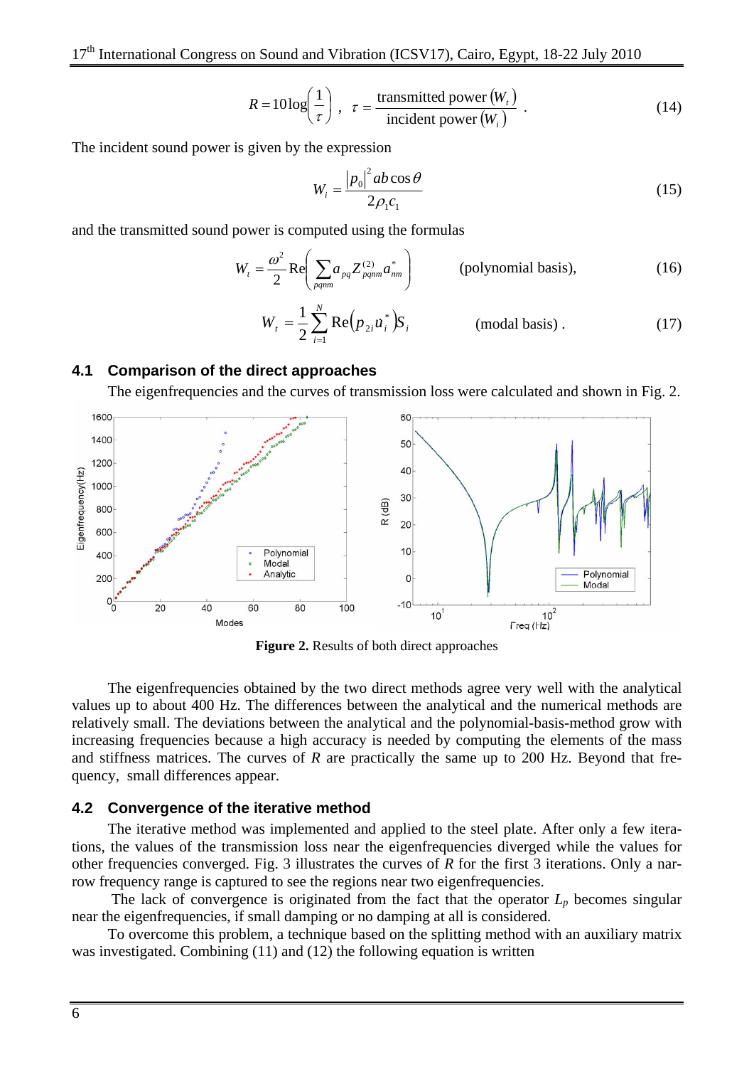$$R = 10\log\left(\frac{1}{\tau}\right), \quad \tau = \frac{\text{transmitted power}\,(W_t)}{\text{incident power}\,(W_i)} \quad . \tag{14}$$

The incident sound power is given by the expression

$$W_i = \frac{|p_0|^2 ab\cos\theta}{2\rho_1 c_1} \tag{15}$$

and the transmitted sound power is computed using the formulas

$$W_t = \frac{\omega^2}{2}\mathrm{Re}\left(\sum_{pqnm} a_{pq} Z^{(2)}_{pqnm} a^*_{nm}\right) \qquad \text{(polynomial basis),} \tag{16}$$

$$W_t = \frac{1}{2}\sum_{i=1}^{N}\mathrm{Re}\left(p_{2i}\dot{u}^*_i\right)S_i \qquad \text{(modal basis)} \; . \tag{17}$$

### 4.1 Comparison of the direct approaches

The eigenfrequencies and the curves of transmission loss were calculated and shown in Fig. 2.

Eigenfrequency(Hz)
Modes
Polynomial
Modal
Analytic
R (dB)
Freq (Hz)
Polynomial
Modal

**Figure 2.** Results of both direct approaches

The eigenfrequencies obtained by the two direct methods agree very well with the analytical values up to about 400 Hz. The differences between the analytical and the numerical methods are relatively small. The deviations between the analytical and the polynomial-basis-method grow with increasing frequencies because a high accuracy is needed by computing the elements of the mass and stiffness matrices. The curves of $R$ are practically the same up to 200 Hz. Beyond that frequency, small differences appear.

### 4.2 Convergence of the iterative method

The iterative method was implemented and applied to the steel plate. After only a few iterations, the values of the transmission loss near the eigenfrequencies diverged while the values for other frequencies converged. Fig. 3 illustrates the curves of $R$ for the first 3 iterations. Only a narrow frequency range is captured to see the regions near two eigenfrequencies.

The lack of convergence is originated from the fact that the operator $L_p$ becomes singular near the eigenfrequencies, if small damping or no damping at all is considered.

To overcome this problem, a technique based on the splitting method with an auxiliary matrix was investigated. Combining (11) and (12) the following equation is written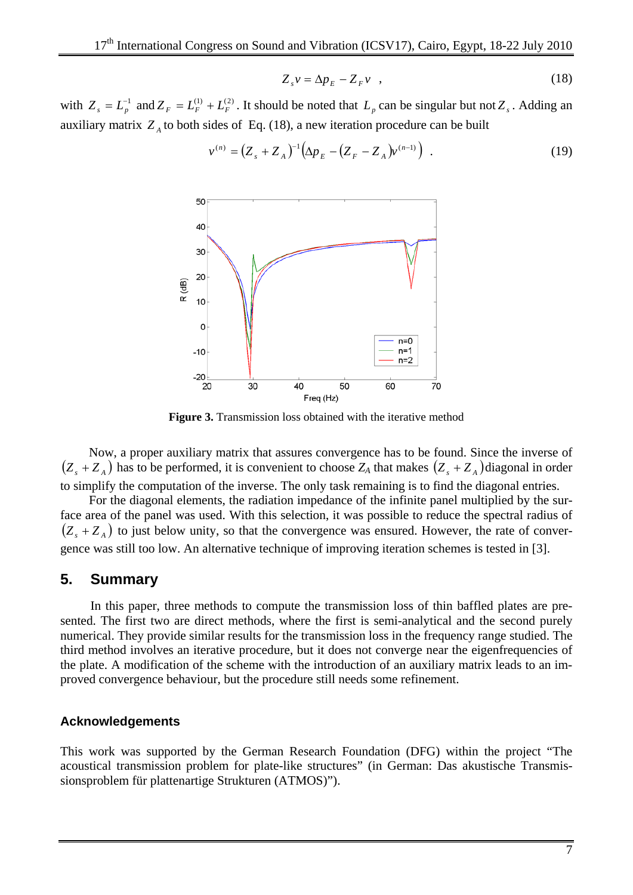$$Z_s v = \Delta p_E - Z_F v \quad , \tag{18}$$

with $Z_s = L_p^{-1}$ and $Z_F = L_F^{(1)} + L_F^{(2)}$. It should be noted that $L_p$ can be singular but not $Z_s$. Adding an auxiliary matrix $Z_A$ to both sides of Eq. (18), a new iteration procedure can be built

$$v^{(n)} = \left(Z_s + Z_A\right)^{-1}\left(\Delta p_E - \left(Z_F - Z_A\right)v^{(n-1)}\right) \quad . \tag{19}$$

R (dB)
50
40
30
20
10
0
-10
-20
20 30 40 50 60 70
Freq (Hz)
n=0
n=1
n=2

**Figure 3.** Transmission loss obtained with the iterative method

Now, a proper auxiliary matrix that assures convergence has to be found. Since the inverse of $\left(Z_s + Z_A\right)$ has to be performed, it is convenient to choose $Z_A$ that makes $\left(Z_s + Z_A\right)$ diagonal in order to simplify the computation of the inverse. The only task remaining is to find the diagonal entries.

For the diagonal elements, the radiation impedance of the infinite panel multiplied by the surface area of the panel was used. With this selection, it was possible to reduce the spectral radius of $\left(Z_s + Z_A\right)$ to just below unity, so that the convergence was ensured. However, the rate of convergence was still too low. An alternative technique of improving iteration schemes is tested in [3].

## 5. Summary

In this paper, three methods to compute the transmission loss of thin baffled plates are presented. The first two are direct methods, where the first is semi-analytical and the second purely numerical. They provide similar results for the transmission loss in the frequency range studied. The third method involves an iterative procedure, but it does not converge near the eigenfrequencies of the plate. A modification of the scheme with the introduction of an auxiliary matrix leads to an improved convergence behaviour, but the procedure still needs some refinement.

### Acknowledgements

This work was supported by the German Research Foundation (DFG) within the project "The acoustical transmission problem for plate-like structures" (in German: Das akustische Transmissionsproblem für plattenartige Strukturen (ATMOS)").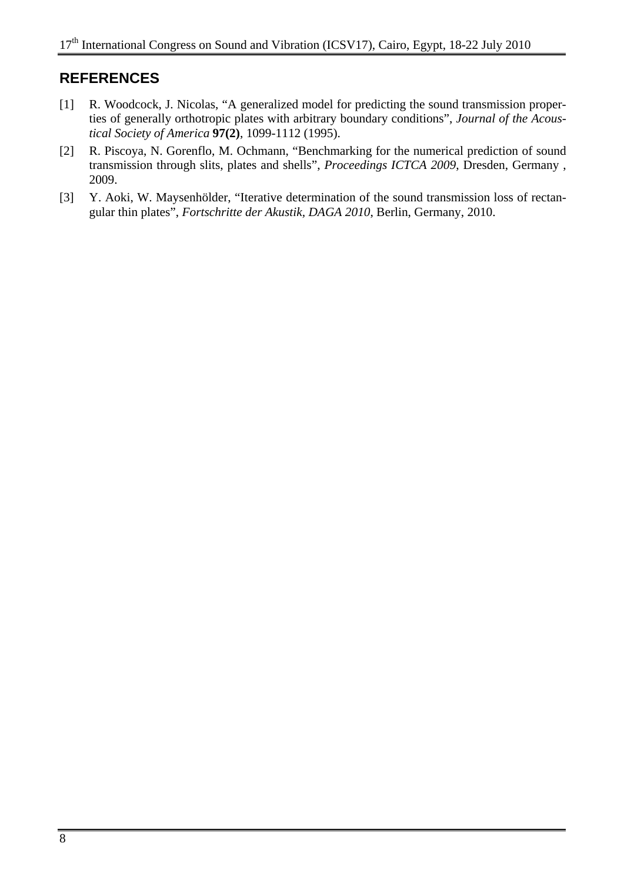## REFERENCES

[1] R. Woodcock, J. Nicolas, "A generalized model for predicting the sound transmission properties of generally orthotropic plates with arbitrary boundary conditions", *Journal of the Acoustical Society of America* **97(2)**, 1099-1112 (1995).

[2] R. Piscoya, N. Gorenflo, M. Ochmann, "Benchmarking for the numerical prediction of sound transmission through slits, plates and shells", *Proceedings ICTCA 2009*, Dresden, Germany , 2009.

[3] Y. Aoki, W. Maysenhölder, "Iterative determination of the sound transmission loss of rectangular thin plates", *Fortschritte der Akustik, DAGA 2010*, Berlin, Germany, 2010.